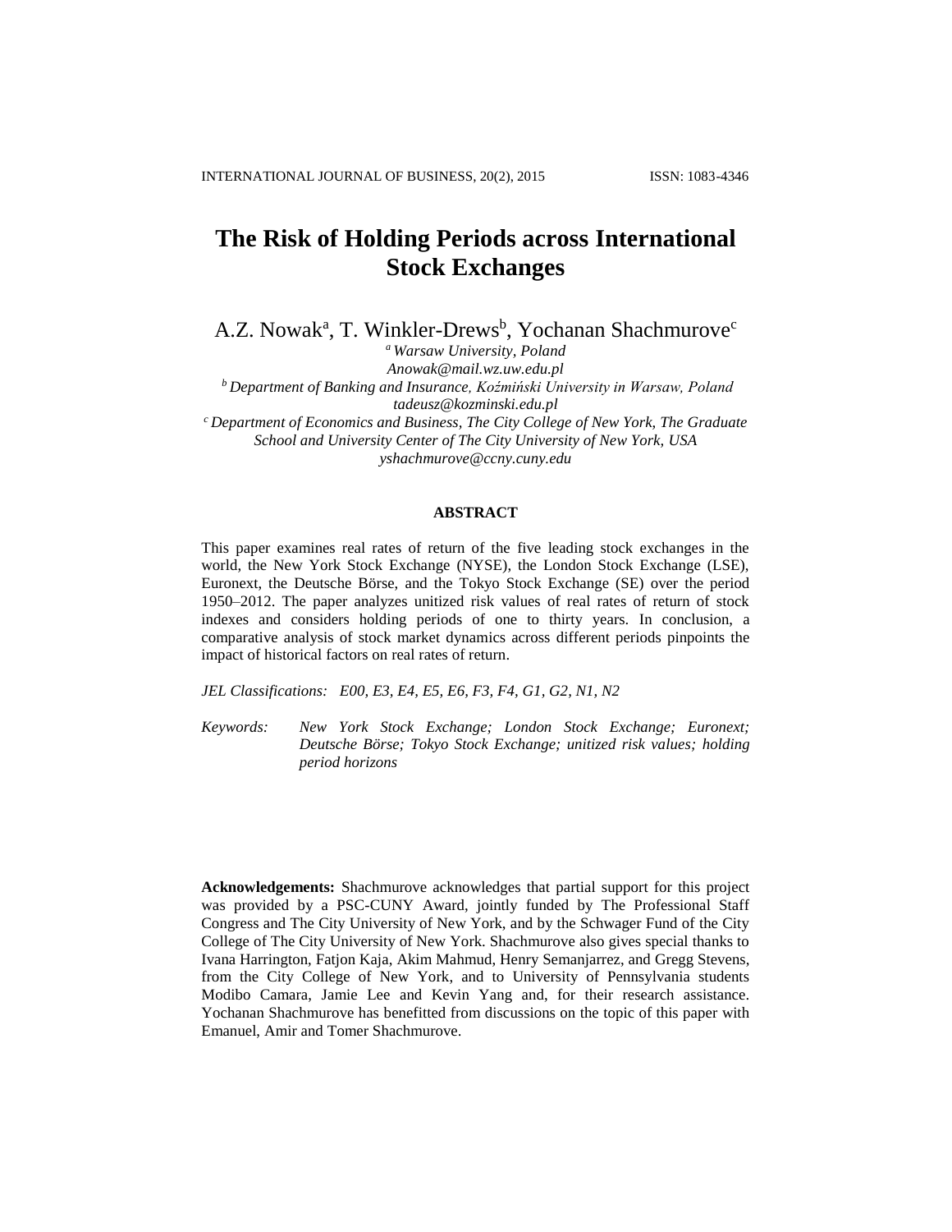# The Risk of Holding Periods across International Stock Exchanges

A.Z. Nowak[a], T. Winkler-Drews[b], Yochanan Shachmurove[c]

[a] *Warsaw University, Poland*
*Anowak@mail.wz.uw.edu.pl*

[b] *Department of Banking and Insurance, Koźmiński University in Warsaw, Poland*
*tadeusz@kozminski.edu.pl*

[c] *Department of Economics and Business, The City College of New York, The Graduate School and University Center of The City University of New York, USA*
*yshachmurove@ccny.cuny.edu*

## ABSTRACT

This paper examines real rates of return of the five leading stock exchanges in the world, the New York Stock Exchange (NYSE), the London Stock Exchange (LSE), Euronext, the Deutsche Börse, and the Tokyo Stock Exchange (SE) over the period 1950–2012. The paper analyzes unitized risk values of real rates of return of stock indexes and considers holding periods of one to thirty years. In conclusion, a comparative analysis of stock market dynamics across different periods pinpoints the impact of historical factors on real rates of return.

*JEL Classifications: E00, E3, E4, E5, E6, F3, F4, G1, G2, N1, N2*

*Keywords: New York Stock Exchange; London Stock Exchange; Euronext; Deutsche Börse; Tokyo Stock Exchange; unitized risk values; holding period horizons*

**Acknowledgements:** Shachmurove acknowledges that partial support for this project was provided by a PSC-CUNY Award, jointly funded by The Professional Staff Congress and The City University of New York, and by the Schwager Fund of the City College of The City University of New York. Shachmurove also gives special thanks to Ivana Harrington, Fatjon Kaja, Akim Mahmud, Henry Semanjarrez, and Gregg Stevens, from the City College of New York, and to University of Pennsylvania students Modibo Camara, Jamie Lee and Kevin Yang and, for their research assistance. Yochanan Shachmurove has benefitted from discussions on the topic of this paper with Emanuel, Amir and Tomer Shachmurove.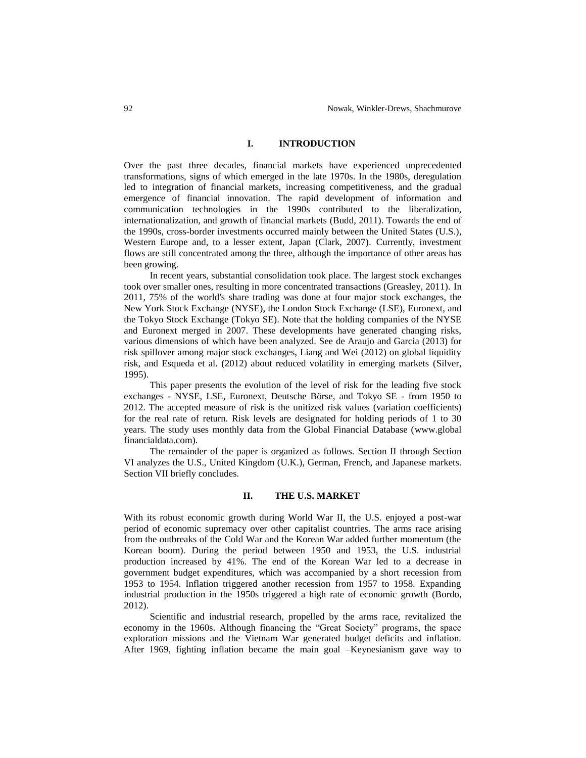## I. INTRODUCTION

Over the past three decades, financial markets have experienced unprecedented transformations, signs of which emerged in the late 1970s. In the 1980s, deregulation led to integration of financial markets, increasing competitiveness, and the gradual emergence of financial innovation. The rapid development of information and communication technologies in the 1990s contributed to the liberalization, internationalization, and growth of financial markets (Budd, 2011). Towards the end of the 1990s, cross-border investments occurred mainly between the United States (U.S.), Western Europe and, to a lesser extent, Japan (Clark, 2007). Currently, investment flows are still concentrated among the three, although the importance of other areas has been growing.

In recent years, substantial consolidation took place. The largest stock exchanges took over smaller ones, resulting in more concentrated transactions (Greasley, 2011). In 2011, 75% of the world's share trading was done at four major stock exchanges, the New York Stock Exchange (NYSE), the London Stock Exchange (LSE), Euronext, and the Tokyo Stock Exchange (Tokyo SE). Note that the holding companies of the NYSE and Euronext merged in 2007. These developments have generated changing risks, various dimensions of which have been analyzed. See de Araujo and Garcia (2013) for risk spillover among major stock exchanges, Liang and Wei (2012) on global liquidity risk, and Esqueda et al. (2012) about reduced volatility in emerging markets (Silver, 1995).

This paper presents the evolution of the level of risk for the leading five stock exchanges - NYSE, LSE, Euronext, Deutsche Börse, and Tokyo SE - from 1950 to 2012. The accepted measure of risk is the unitized risk values (variation coefficients) for the real rate of return. Risk levels are designated for holding periods of 1 to 30 years. The study uses monthly data from the Global Financial Database (www.globalfinancialdata.com).

The remainder of the paper is organized as follows. Section II through Section VI analyzes the U.S., United Kingdom (U.K.), German, French, and Japanese markets. Section VII briefly concludes.

## II. THE U.S. MARKET

With its robust economic growth during World War II, the U.S. enjoyed a post-war period of economic supremacy over other capitalist countries. The arms race arising from the outbreaks of the Cold War and the Korean War added further momentum (the Korean boom). During the period between 1950 and 1953, the U.S. industrial production increased by 41%. The end of the Korean War led to a decrease in government budget expenditures, which was accompanied by a short recession from 1953 to 1954. Inflation triggered another recession from 1957 to 1958. Expanding industrial production in the 1950s triggered a high rate of economic growth (Bordo, 2012).

Scientific and industrial research, propelled by the arms race, revitalized the economy in the 1960s. Although financing the "Great Society" programs, the space exploration missions and the Vietnam War generated budget deficits and inflation. After 1969, fighting inflation became the main goal –Keynesianism gave way to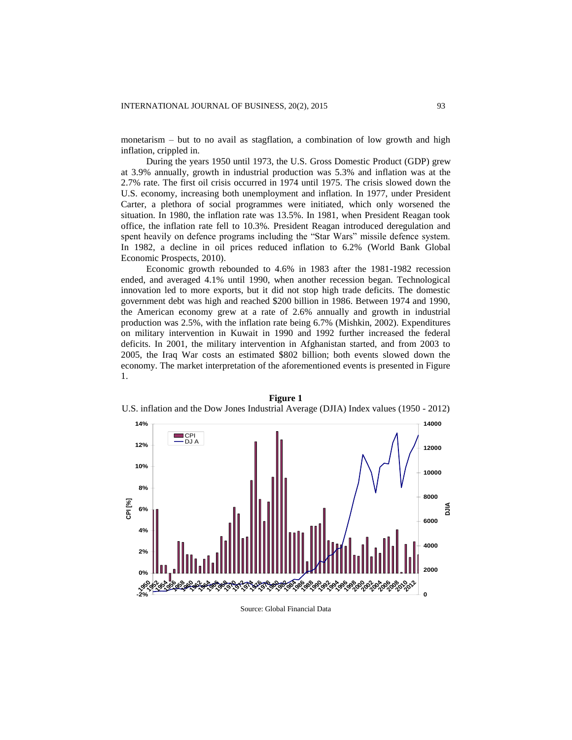monetarism – but to no avail as stagflation, a combination of low growth and high inflation, crippled in.

During the years 1950 until 1973, the U.S. Gross Domestic Product (GDP) grew at 3.9% annually, growth in industrial production was 5.3% and inflation was at the 2.7% rate. The first oil crisis occurred in 1974 until 1975. The crisis slowed down the U.S. economy, increasing both unemployment and inflation. In 1977, under President Carter, a plethora of social programmes were initiated, which only worsened the situation. In 1980, the inflation rate was 13.5%. In 1981, when President Reagan took office, the inflation rate fell to 10.3%. President Reagan introduced deregulation and spent heavily on defence programs including the "Star Wars" missile defence system. In 1982, a decline in oil prices reduced inflation to 6.2% (World Bank Global Economic Prospects, 2010).

Economic growth rebounded to 4.6% in 1983 after the 1981-1982 recession ended, and averaged 4.1% until 1990, when another recession began. Technological innovation led to more exports, but it did not stop high trade deficits. The domestic government debt was high and reached $200 billion in 1986. Between 1974 and 1990, the American economy grew at a rate of 2.6% annually and growth in industrial production was 2.5%, with the inflation rate being 6.7% (Mishkin, 2002). Expenditures on military intervention in Kuwait in 1990 and 1992 further increased the federal deficits. In 2001, the military intervention in Afghanistan started, and from 2003 to 2005, the Iraq War costs an estimated $802 billion; both events slowed down the economy. The market interpretation of the aforementioned events is presented in Figure 1.

**Figure 1**

U.S. inflation and the Dow Jones Industrial Average (DJIA) Index values (1950 - 2012)

Source: Global Financial Data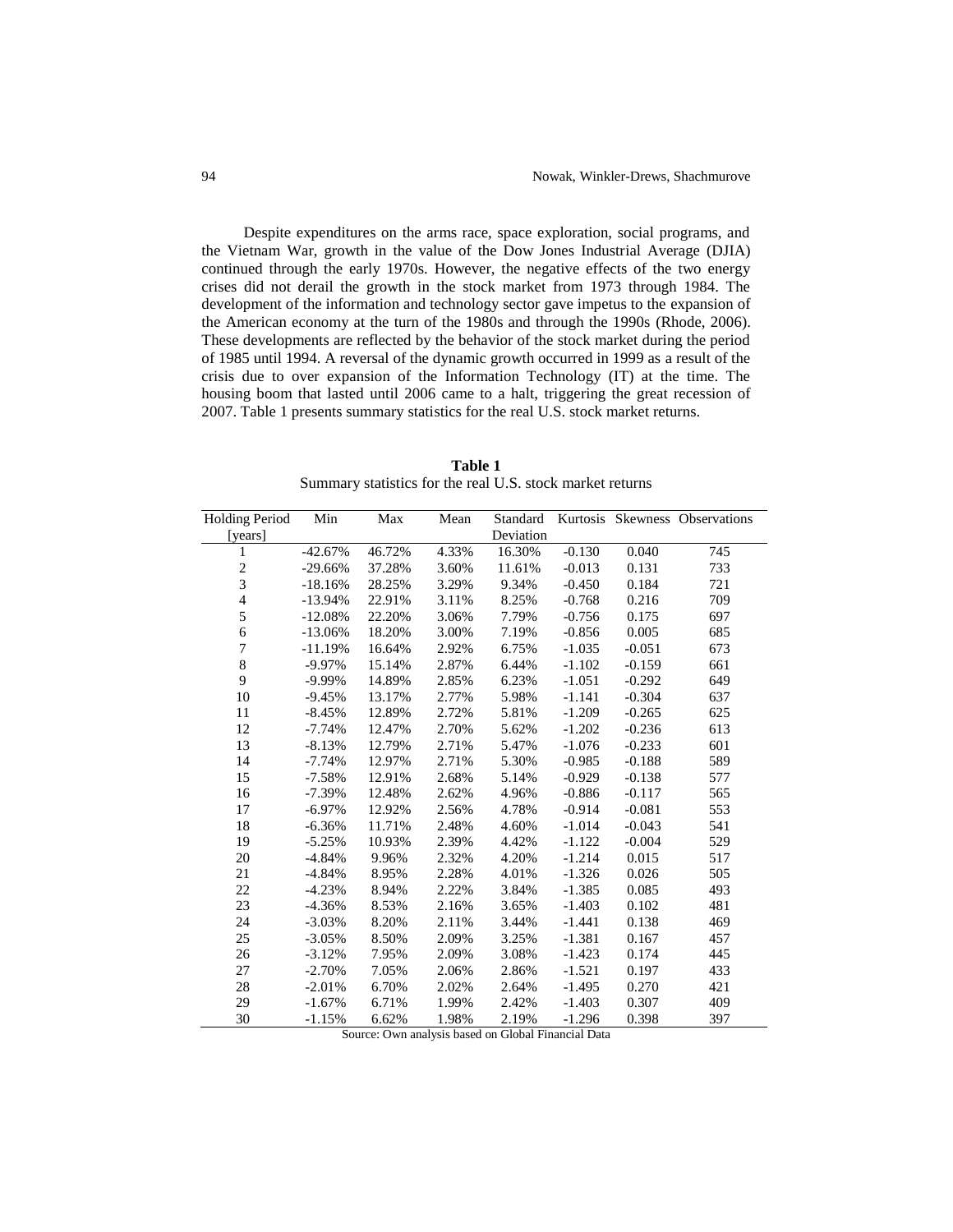Despite expenditures on the arms race, space exploration, social programs, and the Vietnam War, growth in the value of the Dow Jones Industrial Average (DJIA) continued through the early 1970s. However, the negative effects of the two energy crises did not derail the growth in the stock market from 1973 through 1984. The development of the information and technology sector gave impetus to the expansion of the American economy at the turn of the 1980s and through the 1990s (Rhode, 2006). These developments are reflected by the behavior of the stock market during the period of 1985 until 1994. A reversal of the dynamic growth occurred in 1999 as a result of the crisis due to over expansion of the Information Technology (IT) at the time. The housing boom that lasted until 2006 came to a halt, triggering the great recession of 2007. Table 1 presents summary statistics for the real U.S. stock market returns.

**Table 1**

Summary statistics for the real U.S. stock market returns

| Holding Period [years] | Min | Max | Mean | Standard Deviation | Kurtosis | Skewness | Observations |
|---|---|---|---|---|---|---|---|
| 1 | -42.67% | 46.72% | 4.33% | 16.30% | -0.130 | 0.040 | 745 |
| 2 | -29.66% | 37.28% | 3.60% | 11.61% | -0.013 | 0.131 | 733 |
| 3 | -18.16% | 28.25% | 3.29% | 9.34% | -0.450 | 0.184 | 721 |
| 4 | -13.94% | 22.91% | 3.11% | 8.25% | -0.768 | 0.216 | 709 |
| 5 | -12.08% | 22.20% | 3.06% | 7.79% | -0.756 | 0.175 | 697 |
| 6 | -13.06% | 18.20% | 3.00% | 7.19% | -0.856 | 0.005 | 685 |
| 7 | -11.19% | 16.64% | 2.92% | 6.75% | -1.035 | -0.051 | 673 |
| 8 | -9.97% | 15.14% | 2.87% | 6.44% | -1.102 | -0.159 | 661 |
| 9 | -9.99% | 14.89% | 2.85% | 6.23% | -1.051 | -0.292 | 649 |
| 10 | -9.45% | 13.17% | 2.77% | 5.98% | -1.141 | -0.304 | 637 |
| 11 | -8.45% | 12.89% | 2.72% | 5.81% | -1.209 | -0.265 | 625 |
| 12 | -7.74% | 12.47% | 2.70% | 5.62% | -1.202 | -0.236 | 613 |
| 13 | -8.13% | 12.79% | 2.71% | 5.47% | -1.076 | -0.233 | 601 |
| 14 | -7.74% | 12.97% | 2.71% | 5.30% | -0.985 | -0.188 | 589 |
| 15 | -7.58% | 12.91% | 2.68% | 5.14% | -0.929 | -0.138 | 577 |
| 16 | -7.39% | 12.48% | 2.62% | 4.96% | -0.886 | -0.117 | 565 |
| 17 | -6.97% | 12.92% | 2.56% | 4.78% | -0.914 | -0.081 | 553 |
| 18 | -6.36% | 11.71% | 2.48% | 4.60% | -1.014 | -0.043 | 541 |
| 19 | -5.25% | 10.93% | 2.39% | 4.42% | -1.122 | -0.004 | 529 |
| 20 | -4.84% | 9.96% | 2.32% | 4.20% | -1.214 | 0.015 | 517 |
| 21 | -4.84% | 8.95% | 2.28% | 4.01% | -1.326 | 0.026 | 505 |
| 22 | -4.23% | 8.94% | 2.22% | 3.84% | -1.385 | 0.085 | 493 |
| 23 | -4.36% | 8.53% | 2.16% | 3.65% | -1.403 | 0.102 | 481 |
| 24 | -3.03% | 8.20% | 2.11% | 3.44% | -1.441 | 0.138 | 469 |
| 25 | -3.05% | 8.50% | 2.09% | 3.25% | -1.381 | 0.167 | 457 |
| 26 | -3.12% | 7.95% | 2.09% | 3.08% | -1.423 | 0.174 | 445 |
| 27 | -2.70% | 7.05% | 2.06% | 2.86% | -1.521 | 0.197 | 433 |
| 28 | -2.01% | 6.70% | 2.02% | 2.64% | -1.495 | 0.270 | 421 |
| 29 | -1.67% | 6.71% | 1.99% | 2.42% | -1.403 | 0.307 | 409 |
| 30 | -1.15% | 6.62% | 1.98% | 2.19% | -1.296 | 0.398 | 397 |

Source: Own analysis based on Global Financial Data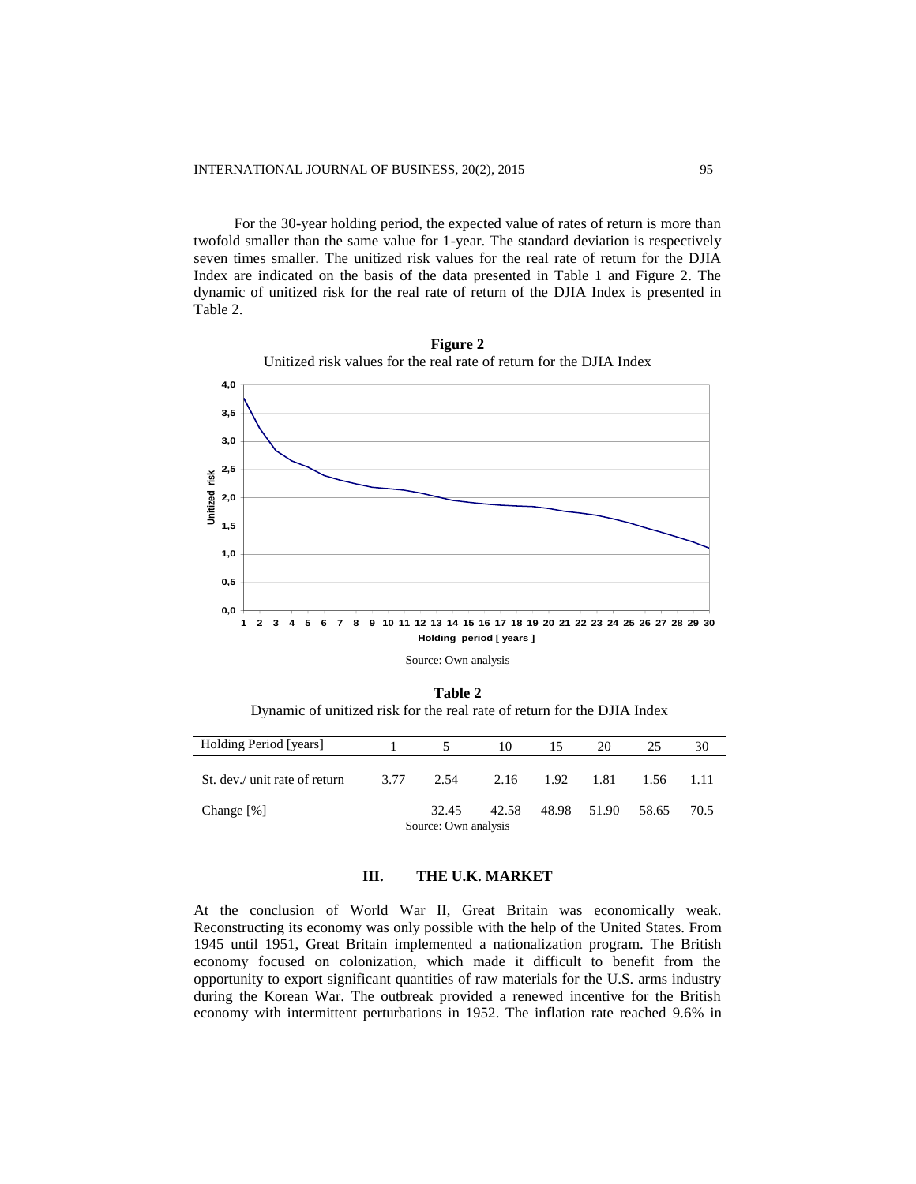For the 30-year holding period, the expected value of rates of return is more than twofold smaller than the same value for 1-year. The standard deviation is respectively seven times smaller. The unitized risk values for the real rate of return for the DJIA Index are indicated on the basis of the data presented in Table 1 and Figure 2. The dynamic of unitized risk for the real rate of return of the DJIA Index is presented in Table 2.

**Figure 2**

Unitized risk values for the real rate of return for the DJIA Index

Source: Own analysis

**Table 2**

Dynamic of unitized risk for the real rate of return for the DJIA Index

| Holding Period [years] | 1 | 5 | 10 | 15 | 20 | 25 | 30 |
|---|---|---|---|---|---|---|---|
| St. dev./ unit rate of return | 3.77 | 2.54 | 2.16 | 1.92 | 1.81 | 1.56 | 1.11 |
| Change [%] | | 32.45 | 42.58 | 48.98 | 51.90 | 58.65 | 70.5 |

Source: Own analysis

## III. THE U.K. MARKET

At the conclusion of World War II, Great Britain was economically weak. Reconstructing its economy was only possible with the help of the United States. From 1945 until 1951, Great Britain implemented a nationalization program. The British economy focused on colonization, which made it difficult to benefit from the opportunity to export significant quantities of raw materials for the U.S. arms industry during the Korean War. The outbreak provided a renewed incentive for the British economy with intermittent perturbations in 1952. The inflation rate reached 9.6% in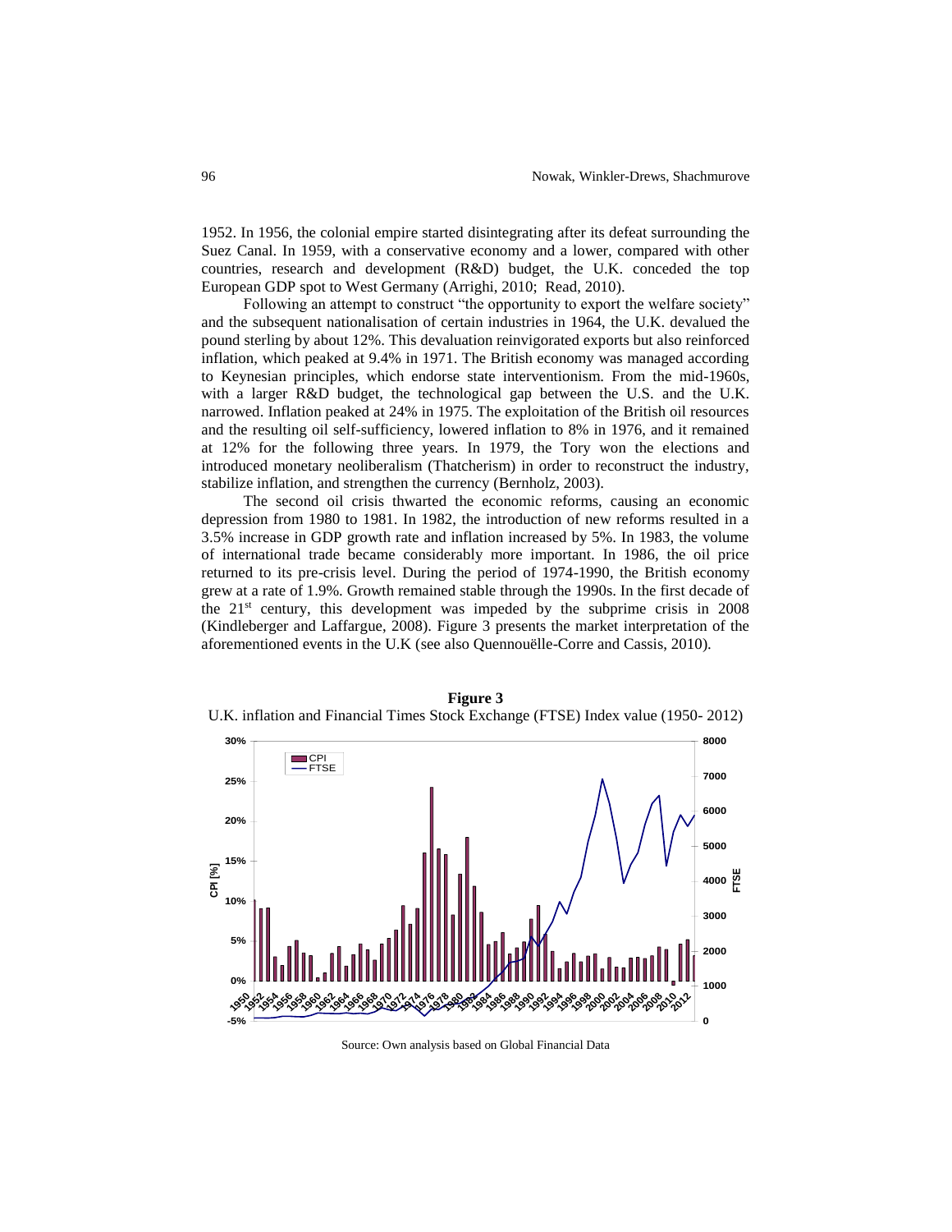1952. In 1956, the colonial empire started disintegrating after its defeat surrounding the Suez Canal. In 1959, with a conservative economy and a lower, compared with other countries, research and development (R&D) budget, the U.K. conceded the top European GDP spot to West Germany (Arrighi, 2010; Read, 2010).

Following an attempt to construct "the opportunity to export the welfare society" and the subsequent nationalisation of certain industries in 1964, the U.K. devalued the pound sterling by about 12%. This devaluation reinvigorated exports but also reinforced inflation, which peaked at 9.4% in 1971. The British economy was managed according to Keynesian principles, which endorse state interventionism. From the mid-1960s, with a larger R&D budget, the technological gap between the U.S. and the U.K. narrowed. Inflation peaked at 24% in 1975. The exploitation of the British oil resources and the resulting oil self-sufficiency, lowered inflation to 8% in 1976, and it remained at 12% for the following three years. In 1979, the Tory won the elections and introduced monetary neoliberalism (Thatcherism) in order to reconstruct the industry, stabilize inflation, and strengthen the currency (Bernholz, 2003).

The second oil crisis thwarted the economic reforms, causing an economic depression from 1980 to 1981. In 1982, the introduction of new reforms resulted in a 3.5% increase in GDP growth rate and inflation increased by 5%. In 1983, the volume of international trade became considerably more important. In 1986, the oil price returned to its pre-crisis level. During the period of 1974-1990, the British economy grew at a rate of 1.9%. Growth remained stable through the 1990s. In the first decade of the 21st century, this development was impeded by the subprime crisis in 2008 (Kindleberger and Laffargue, 2008). Figure 3 presents the market interpretation of the aforementioned events in the U.K (see also Quennouëlle-Corre and Cassis, 2010).

**Figure 3**

U.K. inflation and Financial Times Stock Exchange (FTSE) Index value (1950- 2012)

Source: Own analysis based on Global Financial Data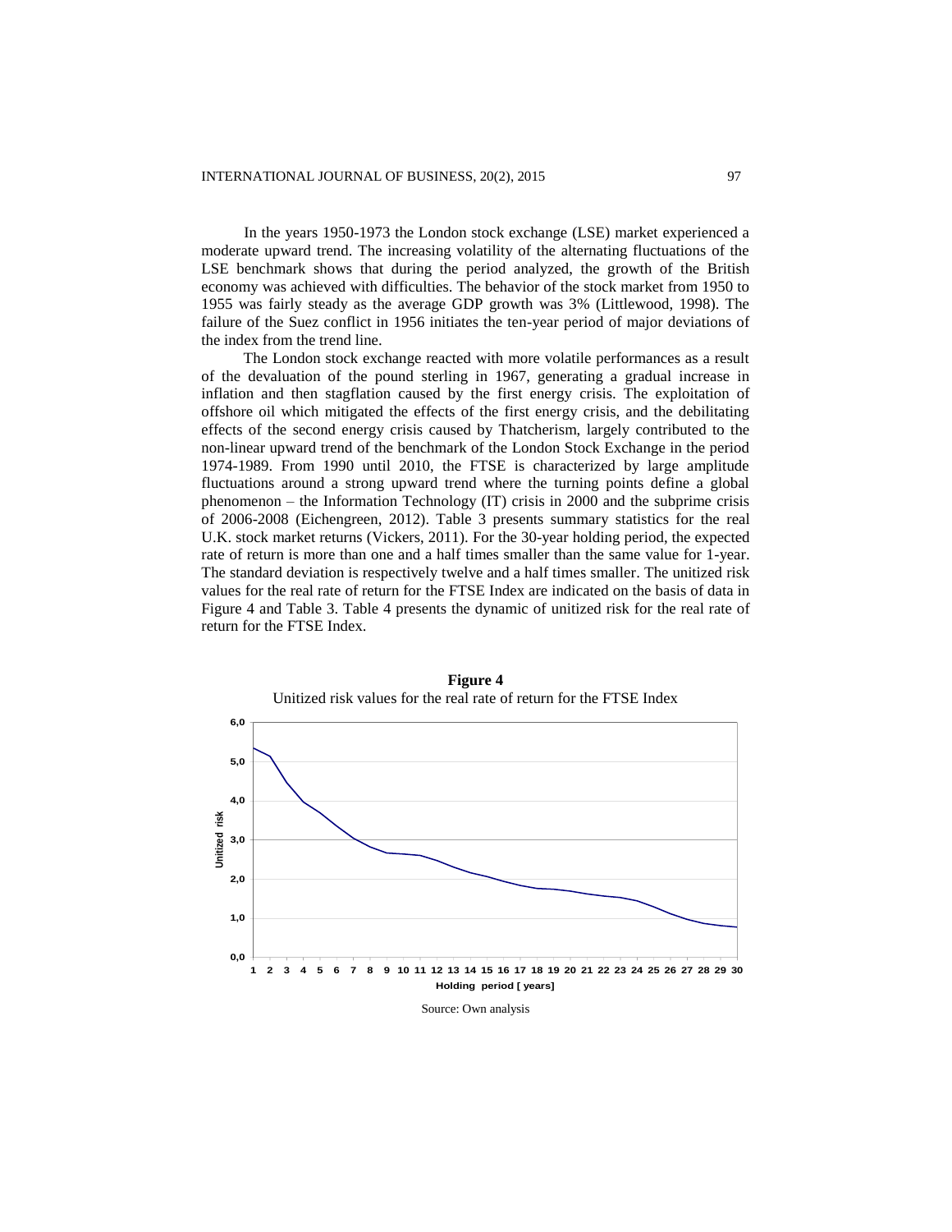In the years 1950-1973 the London stock exchange (LSE) market experienced a moderate upward trend. The increasing volatility of the alternating fluctuations of the LSE benchmark shows that during the period analyzed, the growth of the British economy was achieved with difficulties. The behavior of the stock market from 1950 to 1955 was fairly steady as the average GDP growth was 3% (Littlewood, 1998). The failure of the Suez conflict in 1956 initiates the ten-year period of major deviations of the index from the trend line.

The London stock exchange reacted with more volatile performances as a result of the devaluation of the pound sterling in 1967, generating a gradual increase in inflation and then stagflation caused by the first energy crisis. The exploitation of offshore oil which mitigated the effects of the first energy crisis, and the debilitating effects of the second energy crisis caused by Thatcherism, largely contributed to the non-linear upward trend of the benchmark of the London Stock Exchange in the period 1974-1989. From 1990 until 2010, the FTSE is characterized by large amplitude fluctuations around a strong upward trend where the turning points define a global phenomenon – the Information Technology (IT) crisis in 2000 and the subprime crisis of 2006-2008 (Eichengreen, 2012). Table 3 presents summary statistics for the real U.K. stock market returns (Vickers, 2011). For the 30-year holding period, the expected rate of return is more than one and a half times smaller than the same value for 1-year. The standard deviation is respectively twelve and a half times smaller. The unitized risk values for the real rate of return for the FTSE Index are indicated on the basis of data in Figure 4 and Table 3. Table 4 presents the dynamic of unitized risk for the real rate of return for the FTSE Index.

**Figure 4**
Unitized risk values for the real rate of return for the FTSE Index

Source: Own analysis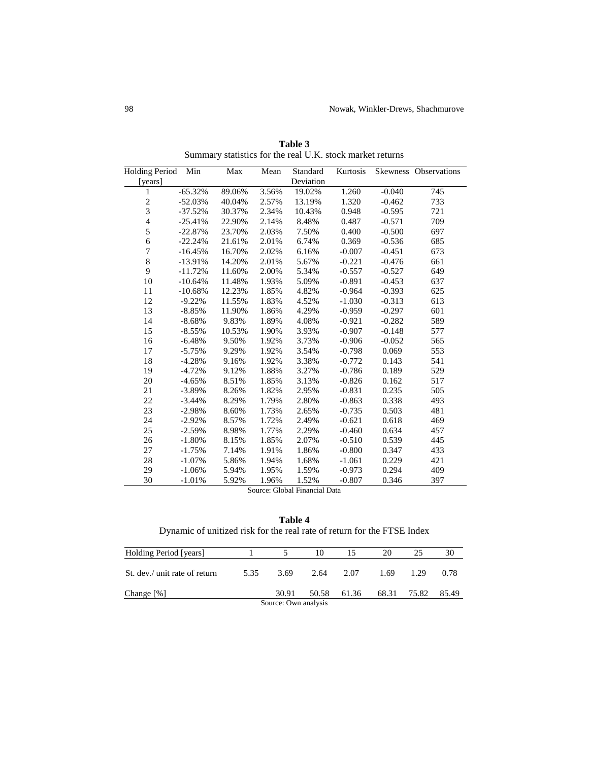**Table 3**
Summary statistics for the real U.K. stock market returns

| Holding Period [years] | Min | Max | Mean | Standard Deviation | Kurtosis | Skewness | Observations |
|---|---|---|---|---|---|---|---|
| 1 | -65.32% | 89.06% | 3.56% | 19.02% | 1.260 | -0.040 | 745 |
| 2 | -52.03% | 40.04% | 2.57% | 13.19% | 1.320 | -0.462 | 733 |
| 3 | -37.52% | 30.37% | 2.34% | 10.43% | 0.948 | -0.595 | 721 |
| 4 | -25.41% | 22.90% | 2.14% | 8.48% | 0.487 | -0.571 | 709 |
| 5 | -22.87% | 23.70% | 2.03% | 7.50% | 0.400 | -0.500 | 697 |
| 6 | -22.24% | 21.61% | 2.01% | 6.74% | 0.369 | -0.536 | 685 |
| 7 | -16.45% | 16.70% | 2.02% | 6.16% | -0.007 | -0.451 | 673 |
| 8 | -13.91% | 14.20% | 2.01% | 5.67% | -0.221 | -0.476 | 661 |
| 9 | -11.72% | 11.60% | 2.00% | 5.34% | -0.557 | -0.527 | 649 |
| 10 | -10.64% | 11.48% | 1.93% | 5.09% | -0.891 | -0.453 | 637 |
| 11 | -10.68% | 12.23% | 1.85% | 4.82% | -0.964 | -0.393 | 625 |
| 12 | -9.22% | 11.55% | 1.83% | 4.52% | -1.030 | -0.313 | 613 |
| 13 | -8.85% | 11.90% | 1.86% | 4.29% | -0.959 | -0.297 | 601 |
| 14 | -8.68% | 9.83% | 1.89% | 4.08% | -0.921 | -0.282 | 589 |
| 15 | -8.55% | 10.53% | 1.90% | 3.93% | -0.907 | -0.148 | 577 |
| 16 | -6.48% | 9.50% | 1.92% | 3.73% | -0.906 | -0.052 | 565 |
| 17 | -5.75% | 9.29% | 1.92% | 3.54% | -0.798 | 0.069 | 553 |
| 18 | -4.28% | 9.16% | 1.92% | 3.38% | -0.772 | 0.143 | 541 |
| 19 | -4.72% | 9.12% | 1.88% | 3.27% | -0.786 | 0.189 | 529 |
| 20 | -4.65% | 8.51% | 1.85% | 3.13% | -0.826 | 0.162 | 517 |
| 21 | -3.89% | 8.26% | 1.82% | 2.95% | -0.831 | 0.235 | 505 |
| 22 | -3.44% | 8.29% | 1.79% | 2.80% | -0.863 | 0.338 | 493 |
| 23 | -2.98% | 8.60% | 1.73% | 2.65% | -0.735 | 0.503 | 481 |
| 24 | -2.92% | 8.57% | 1.72% | 2.49% | -0.621 | 0.618 | 469 |
| 25 | -2.59% | 8.98% | 1.77% | 2.29% | -0.460 | 0.634 | 457 |
| 26 | -1.80% | 8.15% | 1.85% | 2.07% | -0.510 | 0.539 | 445 |
| 27 | -1.75% | 7.14% | 1.91% | 1.86% | -0.800 | 0.347 | 433 |
| 28 | -1.07% | 5.86% | 1.94% | 1.68% | -1.061 | 0.229 | 421 |
| 29 | -1.06% | 5.94% | 1.95% | 1.59% | -0.973 | 0.294 | 409 |
| 30 | -1.01% | 5.92% | 1.96% | 1.52% | -0.807 | 0.346 | 397 |

Source: Global Financial Data

**Table 4**
Dynamic of unitized risk for the real rate of return for the FTSE Index

| Holding Period [years] | 1 | 5 | 10 | 15 | 20 | 25 | 30 |
|---|---|---|---|---|---|---|---|
| St. dev./ unit rate of return | 5.35 | 3.69 | 2.64 | 2.07 | 1.69 | 1.29 | 0.78 |
| Change [%] | | 30.91 | 50.58 | 61.36 | 68.31 | 75.82 | 85.49 |

Source: Own analysis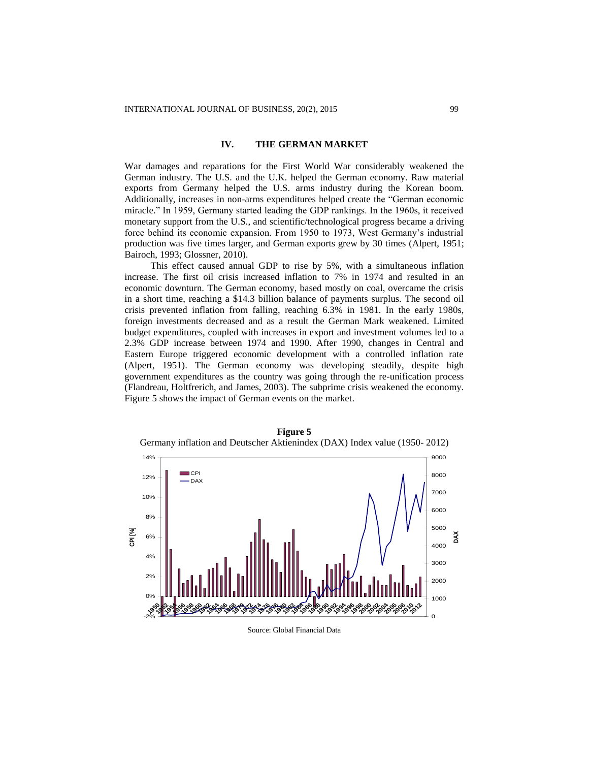## IV. THE GERMAN MARKET

War damages and reparations for the First World War considerably weakened the German industry. The U.S. and the U.K. helped the German economy. Raw material exports from Germany helped the U.S. arms industry during the Korean boom. Additionally, increases in non-arms expenditures helped create the "German economic miracle." In 1959, Germany started leading the GDP rankings. In the 1960s, it received monetary support from the U.S., and scientific/technological progress became a driving force behind its economic expansion. From 1950 to 1973, West Germany's industrial production was five times larger, and German exports grew by 30 times (Alpert, 1951; Bairoch, 1993; Glossner, 2010).

This effect caused annual GDP to rise by 5%, with a simultaneous inflation increase. The first oil crisis increased inflation to 7% in 1974 and resulted in an economic downturn. The German economy, based mostly on coal, overcame the crisis in a short time, reaching a \$14.3 billion balance of payments surplus. The second oil crisis prevented inflation from falling, reaching 6.3% in 1981. In the early 1980s, foreign investments decreased and as a result the German Mark weakened. Limited budget expenditures, coupled with increases in export and investment volumes led to a 2.3% GDP increase between 1974 and 1990. After 1990, changes in Central and Eastern Europe triggered economic development with a controlled inflation rate (Alpert, 1951). The German economy was developing steadily, despite high government expenditures as the country was going through the re-unification process (Flandreau, Holtfrerich, and James, 2003). The subprime crisis weakened the economy. Figure 5 shows the impact of German events on the market.

**Figure 5**
Germany inflation and Deutscher Aktienindex (DAX) Index value (1950- 2012)

Source: Global Financial Data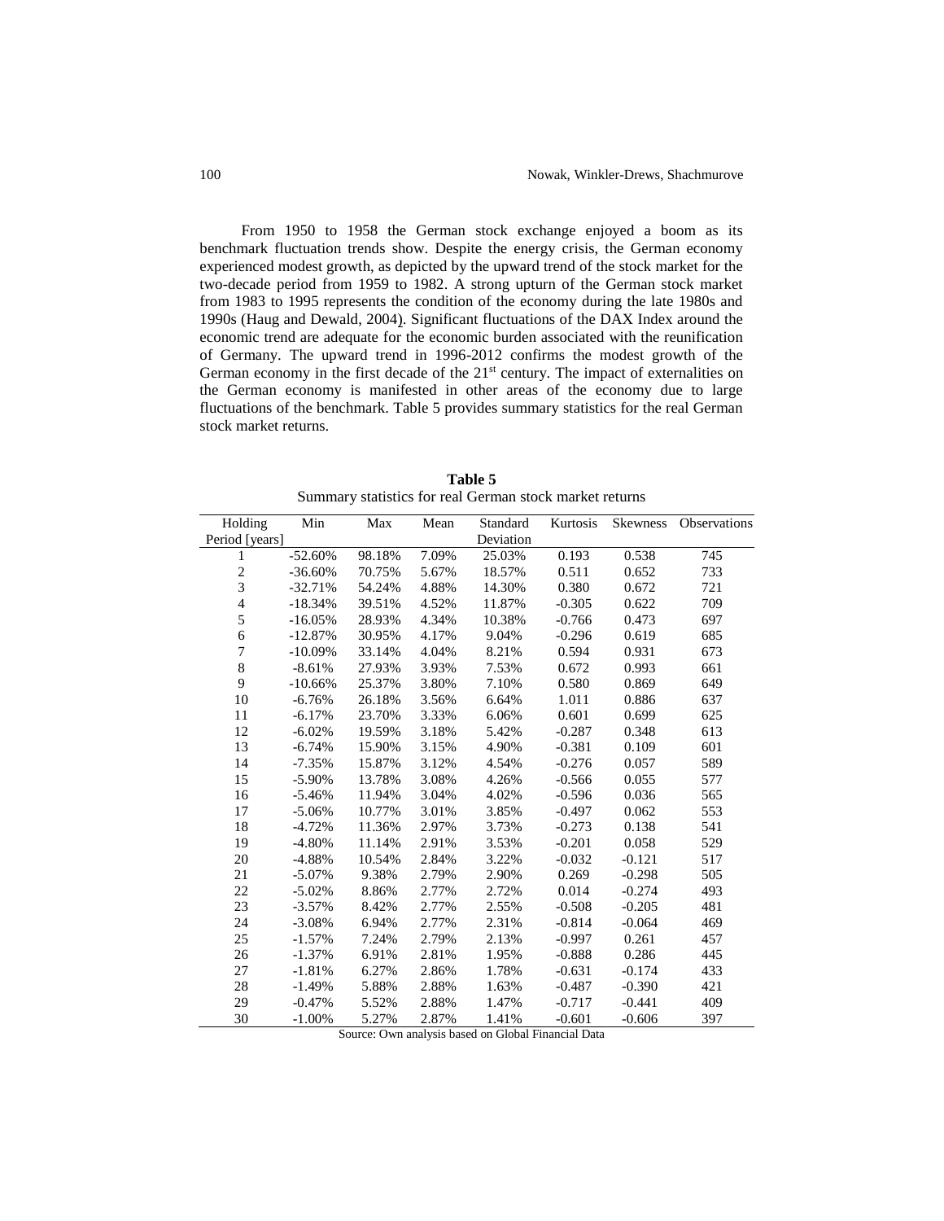From 1950 to 1958 the German stock exchange enjoyed a boom as its benchmark fluctuation trends show. Despite the energy crisis, the German economy experienced modest growth, as depicted by the upward trend of the stock market for the two-decade period from 1959 to 1982. A strong upturn of the German stock market from 1983 to 1995 represents the condition of the economy during the late 1980s and 1990s (Haug and Dewald, 2004). Significant fluctuations of the DAX Index around the economic trend are adequate for the economic burden associated with the reunification of Germany. The upward trend in 1996-2012 confirms the modest growth of the German economy in the first decade of the 21st century. The impact of externalities on the German economy is manifested in other areas of the economy due to large fluctuations of the benchmark. Table 5 provides summary statistics for the real German stock market returns.

**Table 5**
Summary statistics for real German stock market returns

| Holding Period [years] | Min | Max | Mean | Standard Deviation | Kurtosis | Skewness | Observations |
|---|---|---|---|---|---|---|---|
| 1 | -52.60% | 98.18% | 7.09% | 25.03% | 0.193 | 0.538 | 745 |
| 2 | -36.60% | 70.75% | 5.67% | 18.57% | 0.511 | 0.652 | 733 |
| 3 | -32.71% | 54.24% | 4.88% | 14.30% | 0.380 | 0.672 | 721 |
| 4 | -18.34% | 39.51% | 4.52% | 11.87% | -0.305 | 0.622 | 709 |
| 5 | -16.05% | 28.93% | 4.34% | 10.38% | -0.766 | 0.473 | 697 |
| 6 | -12.87% | 30.95% | 4.17% | 9.04% | -0.296 | 0.619 | 685 |
| 7 | -10.09% | 33.14% | 4.04% | 8.21% | 0.594 | 0.931 | 673 |
| 8 | -8.61% | 27.93% | 3.93% | 7.53% | 0.672 | 0.993 | 661 |
| 9 | -10.66% | 25.37% | 3.80% | 7.10% | 0.580 | 0.869 | 649 |
| 10 | -6.76% | 26.18% | 3.56% | 6.64% | 1.011 | 0.886 | 637 |
| 11 | -6.17% | 23.70% | 3.33% | 6.06% | 0.601 | 0.699 | 625 |
| 12 | -6.02% | 19.59% | 3.18% | 5.42% | -0.287 | 0.348 | 613 |
| 13 | -6.74% | 15.90% | 3.15% | 4.90% | -0.381 | 0.109 | 601 |
| 14 | -7.35% | 15.87% | 3.12% | 4.54% | -0.276 | 0.057 | 589 |
| 15 | -5.90% | 13.78% | 3.08% | 4.26% | -0.566 | 0.055 | 577 |
| 16 | -5.46% | 11.94% | 3.04% | 4.02% | -0.596 | 0.036 | 565 |
| 17 | -5.06% | 10.77% | 3.01% | 3.85% | -0.497 | 0.062 | 553 |
| 18 | -4.72% | 11.36% | 2.97% | 3.73% | -0.273 | 0.138 | 541 |
| 19 | -4.80% | 11.14% | 2.91% | 3.53% | -0.201 | 0.058 | 529 |
| 20 | -4.88% | 10.54% | 2.84% | 3.22% | -0.032 | -0.121 | 517 |
| 21 | -5.07% | 9.38% | 2.79% | 2.90% | 0.269 | -0.298 | 505 |
| 22 | -5.02% | 8.86% | 2.77% | 2.72% | 0.014 | -0.274 | 493 |
| 23 | -3.57% | 8.42% | 2.77% | 2.55% | -0.508 | -0.205 | 481 |
| 24 | -3.08% | 6.94% | 2.77% | 2.31% | -0.814 | -0.064 | 469 |
| 25 | -1.57% | 7.24% | 2.79% | 2.13% | -0.997 | 0.261 | 457 |
| 26 | -1.37% | 6.91% | 2.81% | 1.95% | -0.888 | 0.286 | 445 |
| 27 | -1.81% | 6.27% | 2.86% | 1.78% | -0.631 | -0.174 | 433 |
| 28 | -1.49% | 5.88% | 2.88% | 1.63% | -0.487 | -0.390 | 421 |
| 29 | -0.47% | 5.52% | 2.88% | 1.47% | -0.717 | -0.441 | 409 |
| 30 | -1.00% | 5.27% | 2.87% | 1.41% | -0.601 | -0.606 | 397 |

Source: Own analysis based on Global Financial Data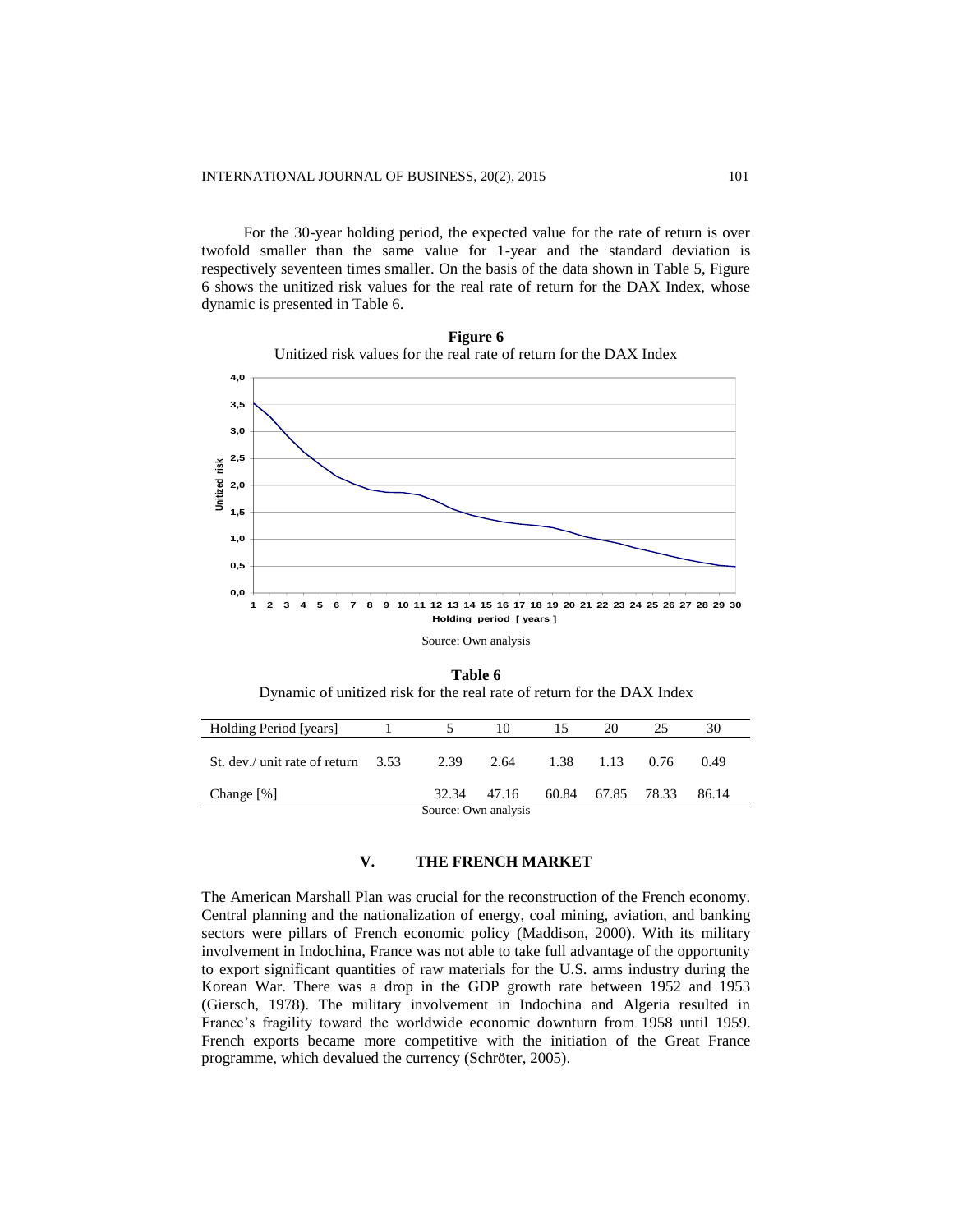For the 30-year holding period, the expected value for the rate of return is over twofold smaller than the same value for 1-year and the standard deviation is respectively seventeen times smaller. On the basis of the data shown in Table 5, Figure 6 shows the unitized risk values for the real rate of return for the DAX Index, whose dynamic is presented in Table 6.

**Figure 6**
Unitized risk values for the real rate of return for the DAX Index

Source: Own analysis

**Table 6**
Dynamic of unitized risk for the real rate of return for the DAX Index

| Holding Period [years] | 1 | 5 | 10 | 15 | 20 | 25 | 30 |
|---|---|---|---|---|---|---|---|
| St. dev./ unit rate of return | 3.53 | 2.39 | 2.64 | 1.38 | 1.13 | 0.76 | 0.49 |
| Change [%] | | 32.34 | 47.16 | 60.84 | 67.85 | 78.33 | 86.14 |

Source: Own analysis

## V. THE FRENCH MARKET

The American Marshall Plan was crucial for the reconstruction of the French economy. Central planning and the nationalization of energy, coal mining, aviation, and banking sectors were pillars of French economic policy (Maddison, 2000). With its military involvement in Indochina, France was not able to take full advantage of the opportunity to export significant quantities of raw materials for the U.S. arms industry during the Korean War. There was a drop in the GDP growth rate between 1952 and 1953 (Giersch, 1978). The military involvement in Indochina and Algeria resulted in France's fragility toward the worldwide economic downturn from 1958 until 1959. French exports became more competitive with the initiation of the Great France programme, which devalued the currency (Schröter, 2005).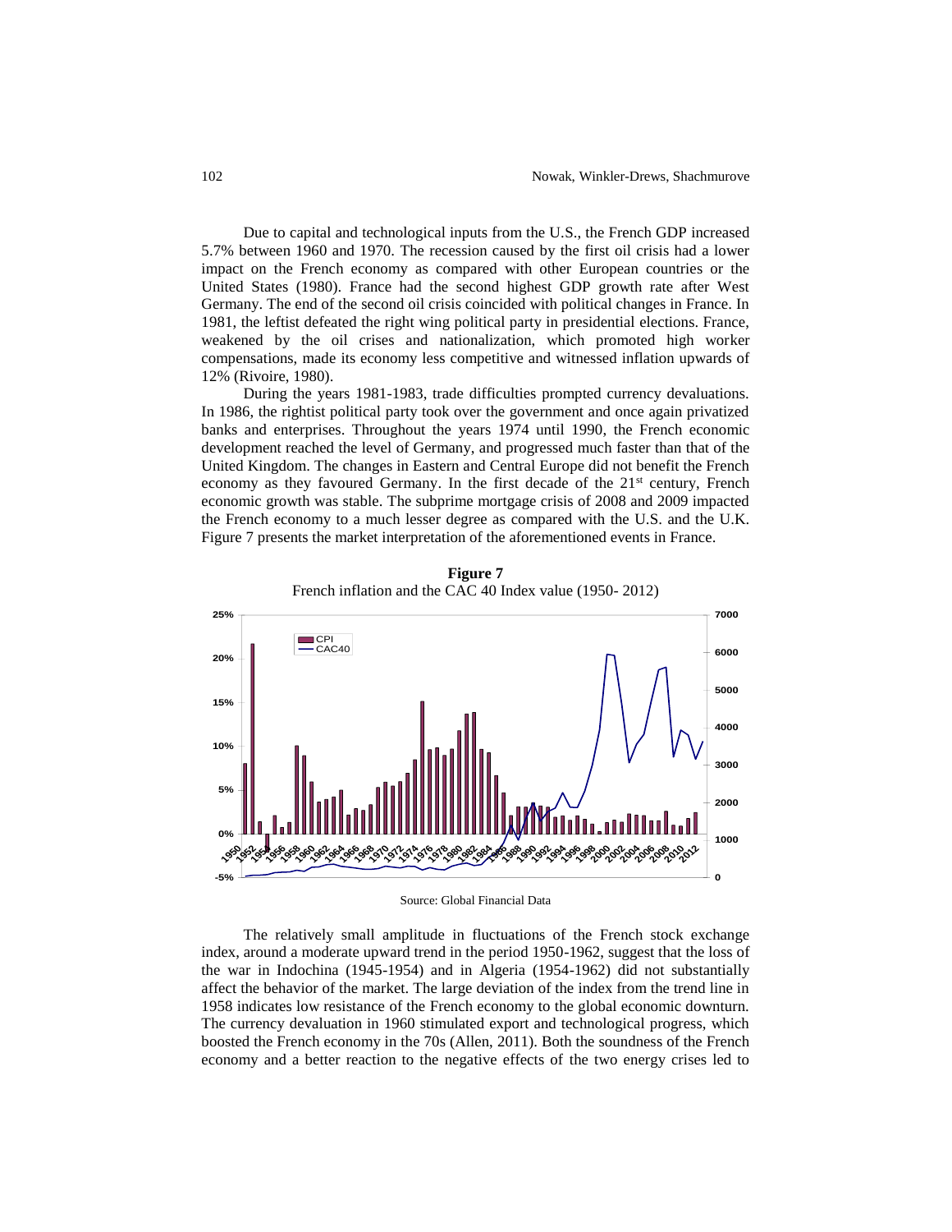Due to capital and technological inputs from the U.S., the French GDP increased 5.7% between 1960 and 1970. The recession caused by the first oil crisis had a lower impact on the French economy as compared with other European countries or the United States (1980). France had the second highest GDP growth rate after West Germany. The end of the second oil crisis coincided with political changes in France. In 1981, the leftist defeated the right wing political party in presidential elections. France, weakened by the oil crises and nationalization, which promoted high worker compensations, made its economy less competitive and witnessed inflation upwards of 12% (Rivoire, 1980).

During the years 1981-1983, trade difficulties prompted currency devaluations. In 1986, the rightist political party took over the government and once again privatized banks and enterprises. Throughout the years 1974 until 1990, the French economic development reached the level of Germany, and progressed much faster than that of the United Kingdom. The changes in Eastern and Central Europe did not benefit the French economy as they favoured Germany. In the first decade of the 21st century, French economic growth was stable. The subprime mortgage crisis of 2008 and 2009 impacted the French economy to a much lesser degree as compared with the U.S. and the U.K. Figure 7 presents the market interpretation of the aforementioned events in France.

**Figure 7**

French inflation and the CAC 40 Index value (1950- 2012)

Source: Global Financial Data

The relatively small amplitude in fluctuations of the French stock exchange index, around a moderate upward trend in the period 1950-1962, suggest that the loss of the war in Indochina (1945-1954) and in Algeria (1954-1962) did not substantially affect the behavior of the market. The large deviation of the index from the trend line in 1958 indicates low resistance of the French economy to the global economic downturn. The currency devaluation in 1960 stimulated export and technological progress, which boosted the French economy in the 70s (Allen, 2011). Both the soundness of the French economy and a better reaction to the negative effects of the two energy crises led to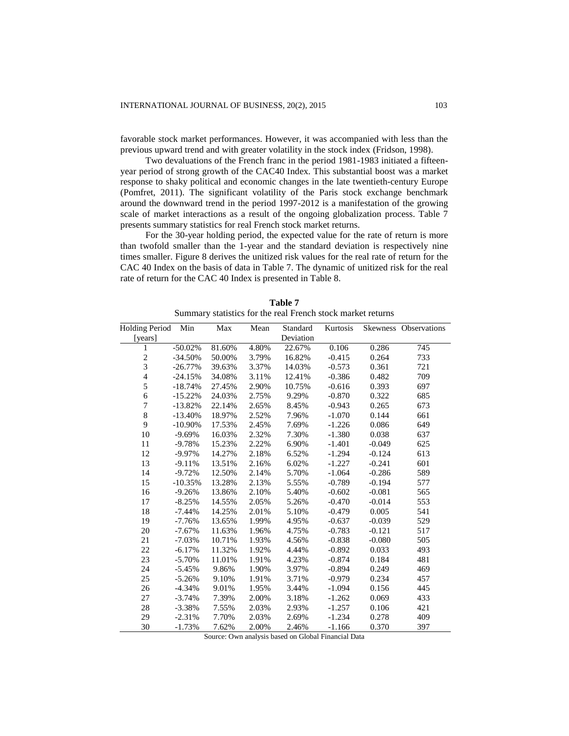favorable stock market performances. However, it was accompanied with less than the previous upward trend and with greater volatility in the stock index (Fridson, 1998).

Two devaluations of the French franc in the period 1981-1983 initiated a fifteen-year period of strong growth of the CAC40 Index. This substantial boost was a market response to shaky political and economic changes in the late twentieth-century Europe (Pomfret, 2011). The significant volatility of the Paris stock exchange benchmark around the downward trend in the period 1997-2012 is a manifestation of the growing scale of market interactions as a result of the ongoing globalization process. Table 7 presents summary statistics for real French stock market returns.

For the 30-year holding period, the expected value for the rate of return is more than twofold smaller than the 1-year and the standard deviation is respectively nine times smaller. Figure 8 derives the unitized risk values for the real rate of return for the CAC 40 Index on the basis of data in Table 7. The dynamic of unitized risk for the real rate of return for the CAC 40 Index is presented in Table 8.

**Table 7**
Summary statistics for the real French stock market returns

| Holding Period [years] | Min | Max | Mean | Standard Deviation | Kurtosis | Skewness | Observations |
|---|---|---|---|---|---|---|---|
| 1 | -50.02% | 81.60% | 4.80% | 22.67% | 0.106 | 0.286 | 745 |
| 2 | -34.50% | 50.00% | 3.79% | 16.82% | -0.415 | 0.264 | 733 |
| 3 | -26.77% | 39.63% | 3.37% | 14.03% | -0.573 | 0.361 | 721 |
| 4 | -24.15% | 34.08% | 3.11% | 12.41% | -0.386 | 0.482 | 709 |
| 5 | -18.74% | 27.45% | 2.90% | 10.75% | -0.616 | 0.393 | 697 |
| 6 | -15.22% | 24.03% | 2.75% | 9.29% | -0.870 | 0.322 | 685 |
| 7 | -13.82% | 22.14% | 2.65% | 8.45% | -0.943 | 0.265 | 673 |
| 8 | -13.40% | 18.97% | 2.52% | 7.96% | -1.070 | 0.144 | 661 |
| 9 | -10.90% | 17.53% | 2.45% | 7.69% | -1.226 | 0.086 | 649 |
| 10 | -9.69% | 16.03% | 2.32% | 7.30% | -1.380 | 0.038 | 637 |
| 11 | -9.78% | 15.23% | 2.22% | 6.90% | -1.401 | -0.049 | 625 |
| 12 | -9.97% | 14.27% | 2.18% | 6.52% | -1.294 | -0.124 | 613 |
| 13 | -9.11% | 13.51% | 2.16% | 6.02% | -1.227 | -0.241 | 601 |
| 14 | -9.72% | 12.50% | 2.14% | 5.70% | -1.064 | -0.286 | 589 |
| 15 | -10.35% | 13.28% | 2.13% | 5.55% | -0.789 | -0.194 | 577 |
| 16 | -9.26% | 13.86% | 2.10% | 5.40% | -0.602 | -0.081 | 565 |
| 17 | -8.25% | 14.55% | 2.05% | 5.26% | -0.470 | -0.014 | 553 |
| 18 | -7.44% | 14.25% | 2.01% | 5.10% | -0.479 | 0.005 | 541 |
| 19 | -7.76% | 13.65% | 1.99% | 4.95% | -0.637 | -0.039 | 529 |
| 20 | -7.67% | 11.63% | 1.96% | 4.75% | -0.783 | -0.121 | 517 |
| 21 | -7.03% | 10.71% | 1.93% | 4.56% | -0.838 | -0.080 | 505 |
| 22 | -6.17% | 11.32% | 1.92% | 4.44% | -0.892 | 0.033 | 493 |
| 23 | -5.70% | 11.01% | 1.91% | 4.23% | -0.874 | 0.184 | 481 |
| 24 | -5.45% | 9.86% | 1.90% | 3.97% | -0.894 | 0.249 | 469 |
| 25 | -5.26% | 9.10% | 1.91% | 3.71% | -0.979 | 0.234 | 457 |
| 26 | -4.34% | 9.01% | 1.95% | 3.44% | -1.094 | 0.156 | 445 |
| 27 | -3.74% | 7.39% | 2.00% | 3.18% | -1.262 | 0.069 | 433 |
| 28 | -3.38% | 7.55% | 2.03% | 2.93% | -1.257 | 0.106 | 421 |
| 29 | -2.31% | 7.70% | 2.03% | 2.69% | -1.234 | 0.278 | 409 |
| 30 | -1.73% | 7.62% | 2.00% | 2.46% | -1.166 | 0.370 | 397 |

Source: Own analysis based on Global Financial Data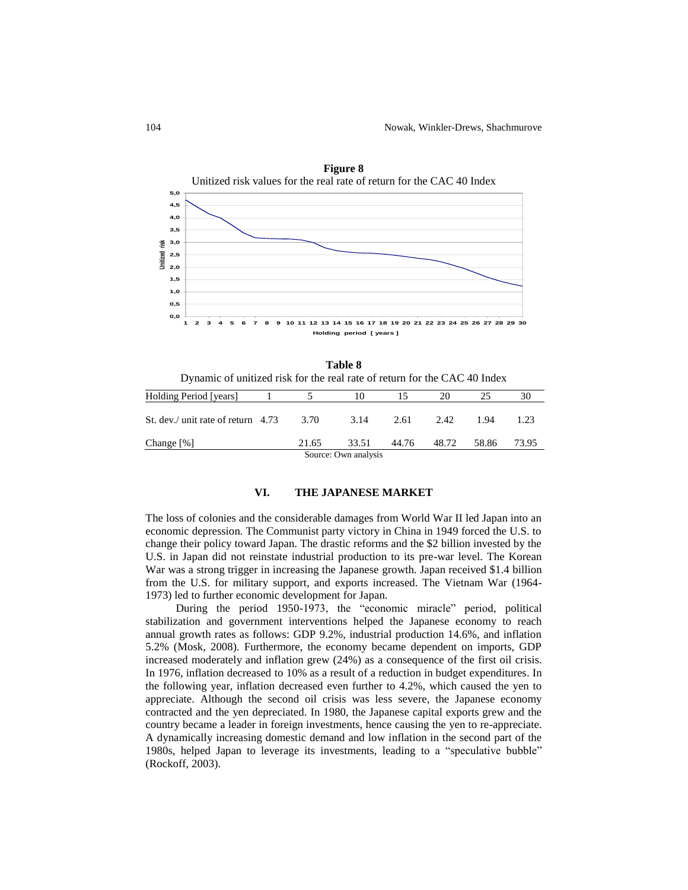**Figure 8**

Unitized risk values for the real rate of return for the CAC 40 Index

**Table 8**

Dynamic of unitized risk for the real rate of return for the CAC 40 Index

| Holding Period [years] | 1 | 5 | 10 | 15 | 20 | 25 | 30 |
|---|---|---|---|---|---|---|---|
| St. dev./ unit rate of return | 4.73 | 3.70 | 3.14 | 2.61 | 2.42 | 1.94 | 1.23 |
| Change [%] | | 21.65 | 33.51 | 44.76 | 48.72 | 58.86 | 73.95 |

Source: Own analysis

## VI. THE JAPANESE MARKET

The loss of colonies and the considerable damages from World War II led Japan into an economic depression. The Communist party victory in China in 1949 forced the U.S. to change their policy toward Japan. The drastic reforms and the $2 billion invested by the U.S. in Japan did not reinstate industrial production to its pre-war level. The Korean War was a strong trigger in increasing the Japanese growth. Japan received $1.4 billion from the U.S. for military support, and exports increased. The Vietnam War (1964-1973) led to further economic development for Japan.

During the period 1950-1973, the "economic miracle" period, political stabilization and government interventions helped the Japanese economy to reach annual growth rates as follows: GDP 9.2%, industrial production 14.6%, and inflation 5.2% (Mosk, 2008). Furthermore, the economy became dependent on imports, GDP increased moderately and inflation grew (24%) as a consequence of the first oil crisis. In 1976, inflation decreased to 10% as a result of a reduction in budget expenditures. In the following year, inflation decreased even further to 4.2%, which caused the yen to appreciate. Although the second oil crisis was less severe, the Japanese economy contracted and the yen depreciated. In 1980, the Japanese capital exports grew and the country became a leader in foreign investments, hence causing the yen to re-appreciate. A dynamically increasing domestic demand and low inflation in the second part of the 1980s, helped Japan to leverage its investments, leading to a "speculative bubble" (Rockoff, 2003).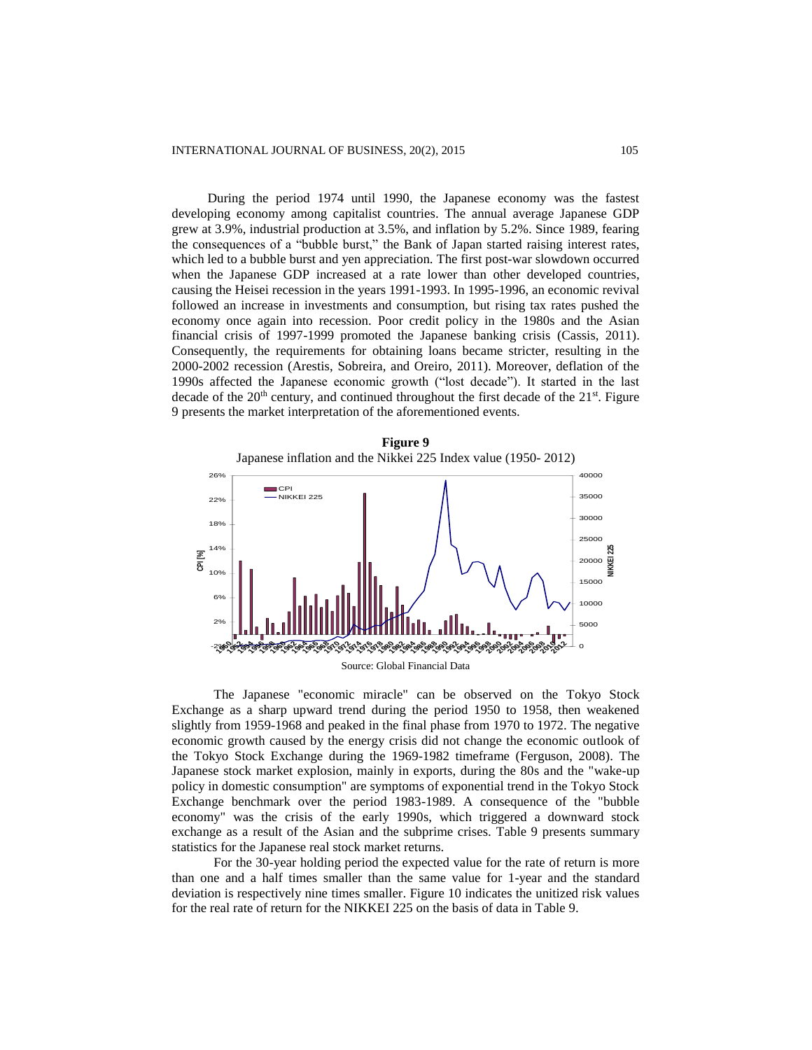During the period 1974 until 1990, the Japanese economy was the fastest developing economy among capitalist countries. The annual average Japanese GDP grew at 3.9%, industrial production at 3.5%, and inflation by 5.2%. Since 1989, fearing the consequences of a "bubble burst," the Bank of Japan started raising interest rates, which led to a bubble burst and yen appreciation. The first post-war slowdown occurred when the Japanese GDP increased at a rate lower than other developed countries, causing the Heisei recession in the years 1991-1993. In 1995-1996, an economic revival followed an increase in investments and consumption, but rising tax rates pushed the economy once again into recession. Poor credit policy in the 1980s and the Asian financial crisis of 1997-1999 promoted the Japanese banking crisis (Cassis, 2011). Consequently, the requirements for obtaining loans became stricter, resulting in the 2000-2002 recession (Arestis, Sobreira, and Oreiro, 2011). Moreover, deflation of the 1990s affected the Japanese economic growth ("lost decade"). It started in the last decade of the 20th century, and continued throughout the first decade of the 21st. Figure 9 presents the market interpretation of the aforementioned events.

**Figure 9**
Japanese inflation and the Nikkei 225 Index value (1950- 2012)

Source: Global Financial Data

The Japanese "economic miracle" can be observed on the Tokyo Stock Exchange as a sharp upward trend during the period 1950 to 1958, then weakened slightly from 1959-1968 and peaked in the final phase from 1970 to 1972. The negative economic growth caused by the energy crisis did not change the economic outlook of the Tokyo Stock Exchange during the 1969-1982 timeframe (Ferguson, 2008). The Japanese stock market explosion, mainly in exports, during the 80s and the "wake-up policy in domestic consumption" are symptoms of exponential trend in the Tokyo Stock Exchange benchmark over the period 1983-1989. A consequence of the "bubble economy" was the crisis of the early 1990s, which triggered a downward stock exchange as a result of the Asian and the subprime crises. Table 9 presents summary statistics for the Japanese real stock market returns.

For the 30-year holding period the expected value for the rate of return is more than one and a half times smaller than the same value for 1-year and the standard deviation is respectively nine times smaller. Figure 10 indicates the unitized risk values for the real rate of return for the NIKKEI 225 on the basis of data in Table 9.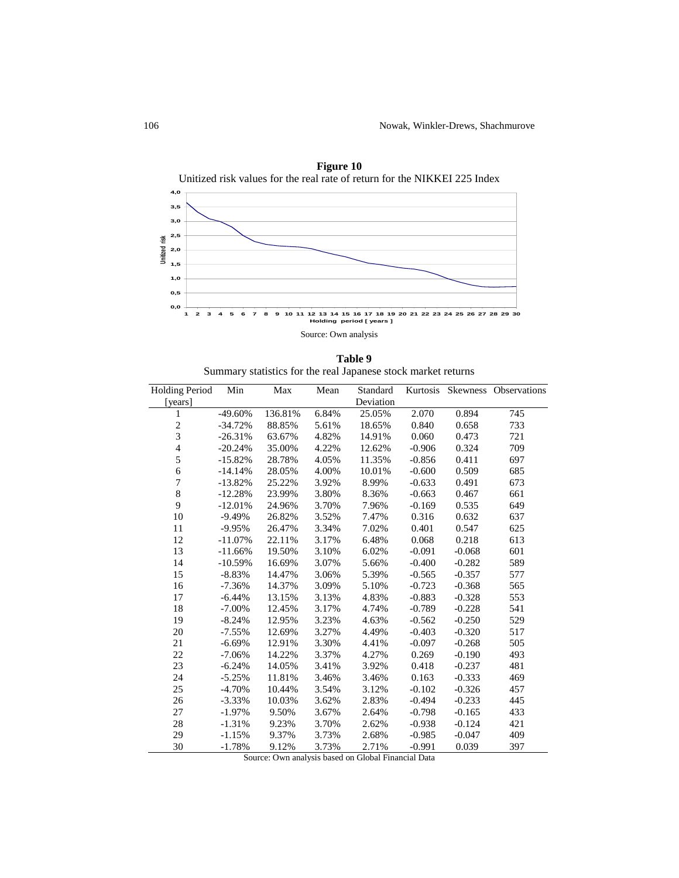**Figure 10**

Unitized risk values for the real rate of return for the NIKKEI 225 Index

Source: Own analysis

**Table 9**

Summary statistics for the real Japanese stock market returns

| Holding Period [years] | Min | Max | Mean | Standard Deviation | Kurtosis | Skewness | Observations |
|---|---|---|---|---|---|---|---|
| 1 | -49.60% | 136.81% | 6.84% | 25.05% | 2.070 | 0.894 | 745 |
| 2 | -34.72% | 88.85% | 5.61% | 18.65% | 0.840 | 0.658 | 733 |
| 3 | -26.31% | 63.67% | 4.82% | 14.91% | 0.060 | 0.473 | 721 |
| 4 | -20.24% | 35.00% | 4.22% | 12.62% | -0.906 | 0.324 | 709 |
| 5 | -15.82% | 28.78% | 4.05% | 11.35% | -0.856 | 0.411 | 697 |
| 6 | -14.14% | 28.05% | 4.00% | 10.01% | -0.600 | 0.509 | 685 |
| 7 | -13.82% | 25.22% | 3.92% | 8.99% | -0.633 | 0.491 | 673 |
| 8 | -12.28% | 23.99% | 3.80% | 8.36% | -0.663 | 0.467 | 661 |
| 9 | -12.01% | 24.96% | 3.70% | 7.96% | -0.169 | 0.535 | 649 |
| 10 | -9.49% | 26.82% | 3.52% | 7.47% | 0.316 | 0.632 | 637 |
| 11 | -9.95% | 26.47% | 3.34% | 7.02% | 0.401 | 0.547 | 625 |
| 12 | -11.07% | 22.11% | 3.17% | 6.48% | 0.068 | 0.218 | 613 |
| 13 | -11.66% | 19.50% | 3.10% | 6.02% | -0.091 | -0.068 | 601 |
| 14 | -10.59% | 16.69% | 3.07% | 5.66% | -0.400 | -0.282 | 589 |
| 15 | -8.83% | 14.47% | 3.06% | 5.39% | -0.565 | -0.357 | 577 |
| 16 | -7.36% | 14.37% | 3.09% | 5.10% | -0.723 | -0.368 | 565 |
| 17 | -6.44% | 13.15% | 3.13% | 4.83% | -0.883 | -0.328 | 553 |
| 18 | -7.00% | 12.45% | 3.17% | 4.74% | -0.789 | -0.228 | 541 |
| 19 | -8.24% | 12.95% | 3.23% | 4.63% | -0.562 | -0.250 | 529 |
| 20 | -7.55% | 12.69% | 3.27% | 4.49% | -0.403 | -0.320 | 517 |
| 21 | -6.69% | 12.91% | 3.30% | 4.41% | -0.097 | -0.268 | 505 |
| 22 | -7.06% | 14.22% | 3.37% | 4.27% | 0.269 | -0.190 | 493 |
| 23 | -6.24% | 14.05% | 3.41% | 3.92% | 0.418 | -0.237 | 481 |
| 24 | -5.25% | 11.81% | 3.46% | 3.46% | 0.163 | -0.333 | 469 |
| 25 | -4.70% | 10.44% | 3.54% | 3.12% | -0.102 | -0.326 | 457 |
| 26 | -3.33% | 10.03% | 3.62% | 2.83% | -0.494 | -0.233 | 445 |
| 27 | -1.97% | 9.50% | 3.67% | 2.64% | -0.798 | -0.165 | 433 |
| 28 | -1.31% | 9.23% | 3.70% | 2.62% | -0.938 | -0.124 | 421 |
| 29 | -1.15% | 9.37% | 3.73% | 2.68% | -0.985 | -0.047 | 409 |
| 30 | -1.78% | 9.12% | 3.73% | 2.71% | -0.991 | 0.039 | 397 |

Source: Own analysis based on Global Financial Data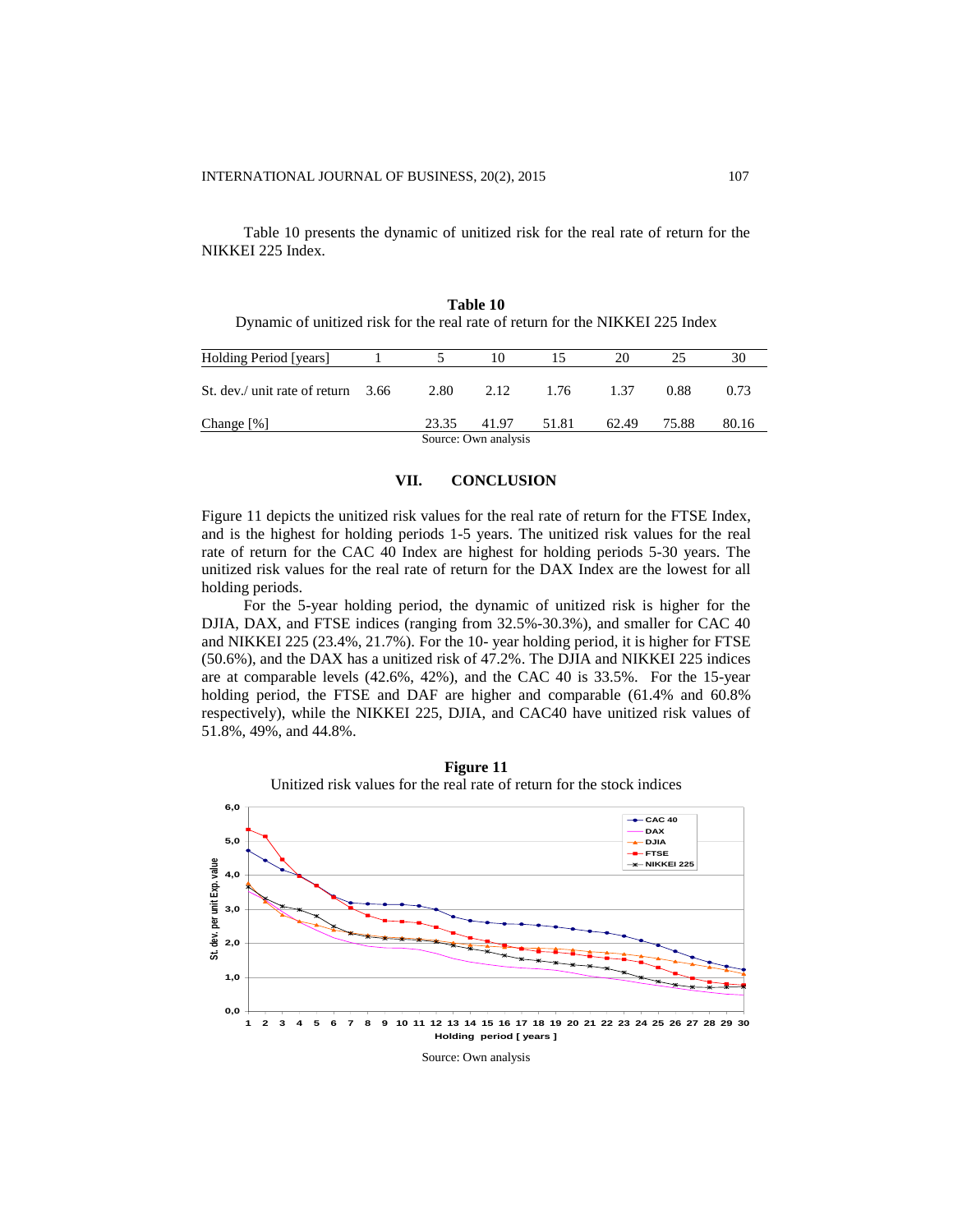Table 10 presents the dynamic of unitized risk for the real rate of return for the NIKKEI 225 Index.

**Table 10**
Dynamic of unitized risk for the real rate of return for the NIKKEI 225 Index

| Holding Period [years] | 1 | 5 | 10 | 15 | 20 | 25 | 30 |
|---|---|---|---|---|---|---|---|
| St. dev./ unit rate of return | 3.66 | 2.80 | 2.12 | 1.76 | 1.37 | 0.88 | 0.73 |
| Change [%] | | 23.35 | 41.97 | 51.81 | 62.49 | 75.88 | 80.16 |

Source: Own analysis

## VII. CONCLUSION

Figure 11 depicts the unitized risk values for the real rate of return for the FTSE Index, and is the highest for holding periods 1-5 years. The unitized risk values for the real rate of return for the CAC 40 Index are highest for holding periods 5-30 years. The unitized risk values for the real rate of return for the DAX Index are the lowest for all holding periods.

For the 5-year holding period, the dynamic of unitized risk is higher for the DJIA, DAX, and FTSE indices (ranging from 32.5%-30.3%), and smaller for CAC 40 and NIKKEI 225 (23.4%, 21.7%). For the 10- year holding period, it is higher for FTSE (50.6%), and the DAX has a unitized risk of 47.2%. The DJIA and NIKKEI 225 indices are at comparable levels (42.6%, 42%), and the CAC 40 is 33.5%. For the 15-year holding period, the FTSE and DAF are higher and comparable (61.4% and 60.8% respectively), while the NIKKEI 225, DJIA, and CAC40 have unitized risk values of 51.8%, 49%, and 44.8%.

**Figure 11**
Unitized risk values for the real rate of return for the stock indices

Source: Own analysis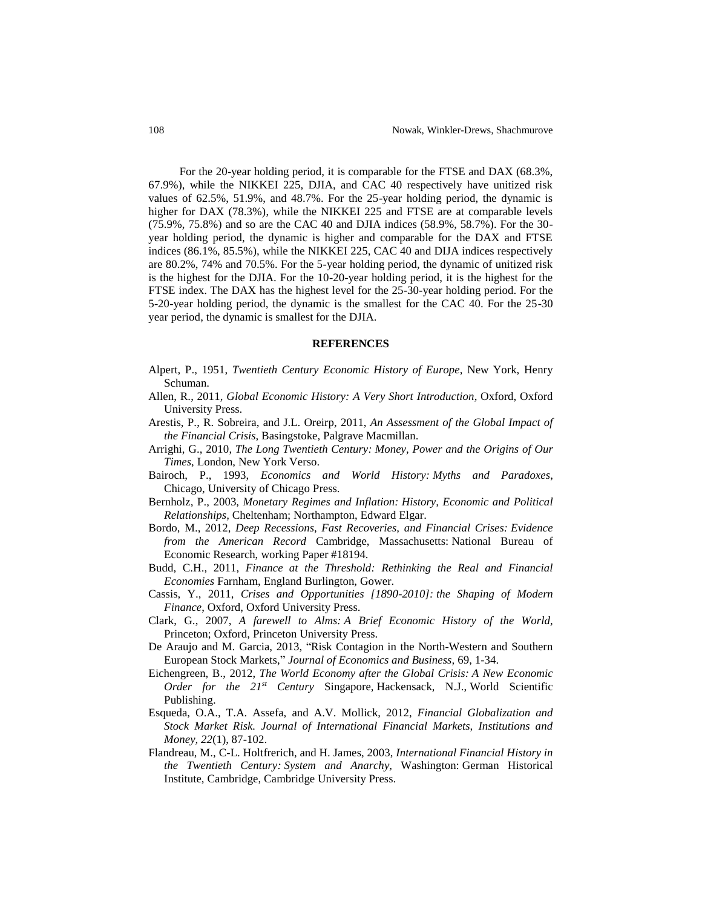For the 20-year holding period, it is comparable for the FTSE and DAX (68.3%, 67.9%), while the NIKKEI 225, DJIA, and CAC 40 respectively have unitized risk values of 62.5%, 51.9%, and 48.7%. For the 25-year holding period, the dynamic is higher for DAX (78.3%), while the NIKKEI 225 and FTSE are at comparable levels (75.9%, 75.8%) and so are the CAC 40 and DJIA indices (58.9%, 58.7%). For the 30-year holding period, the dynamic is higher and comparable for the DAX and FTSE indices (86.1%, 85.5%), while the NIKKEI 225, CAC 40 and DIJA indices respectively are 80.2%, 74% and 70.5%. For the 5-year holding period, the dynamic of unitized risk is the highest for the DJIA. For the 10-20-year holding period, it is the highest for the FTSE index. The DAX has the highest level for the 25-30-year holding period. For the 5-20-year holding period, the dynamic is the smallest for the CAC 40. For the 25-30 year period, the dynamic is smallest for the DJIA.

## REFERENCES

Alpert, P., 1951, *Twentieth Century Economic History of Europe*, New York, Henry Schuman.

Allen, R., 2011, *Global Economic History: A Very Short Introduction*, Oxford, Oxford University Press.

Arestis, P., R. Sobreira, and J.L. Oreirp, 2011, *An Assessment of the Global Impact of the Financial Crisis*, Basingstoke, Palgrave Macmillan.

Arrighi, G., 2010, *The Long Twentieth Century: Money, Power and the Origins of Our Times*, London, New York Verso.

Bairoch, P., 1993, *Economics and World History: Myths and Paradoxes*, Chicago, University of Chicago Press.

Bernholz, P., 2003, *Monetary Regimes and Inflation: History, Economic and Political Relationships,* Cheltenham; Northampton, Edward Elgar.

Bordo, M., 2012, *Deep Recessions, Fast Recoveries, and Financial Crises: Evidence from the American Record* Cambridge, Massachusetts: National Bureau of Economic Research, working Paper #18194.

Budd, C.H., 2011, *Finance at the Threshold: Rethinking the Real and Financial Economies* Farnham, England Burlington, Gower.

Cassis, Y., 2011, *Crises and Opportunities [1890-2010]: the Shaping of Modern Finance*, Oxford, Oxford University Press.

Clark, G., 2007, *A farewell to Alms: A Brief Economic History of the World,* Princeton; Oxford, Princeton University Press.

De Araujo and M. Garcia, 2013, "Risk Contagion in the North-Western and Southern European Stock Markets," *Journal of Economics and Business,* 69, 1-34.

Eichengreen, B., 2012, *The World Economy after the Global Crisis: A New Economic Order for the 21st Century* Singapore, Hackensack, N.J., World Scientific Publishing.

Esqueda, O.A., T.A. Assefa, and A.V. Mollick, 2012, *Financial Globalization and Stock Market Risk. Journal of International Financial Markets, Institutions and Money, 22*(1), 87-102.

Flandreau, M., C-L. Holtfrerich, and H. James, 2003, *International Financial History in the Twentieth Century: System and Anarchy,* Washington: German Historical Institute, Cambridge, Cambridge University Press.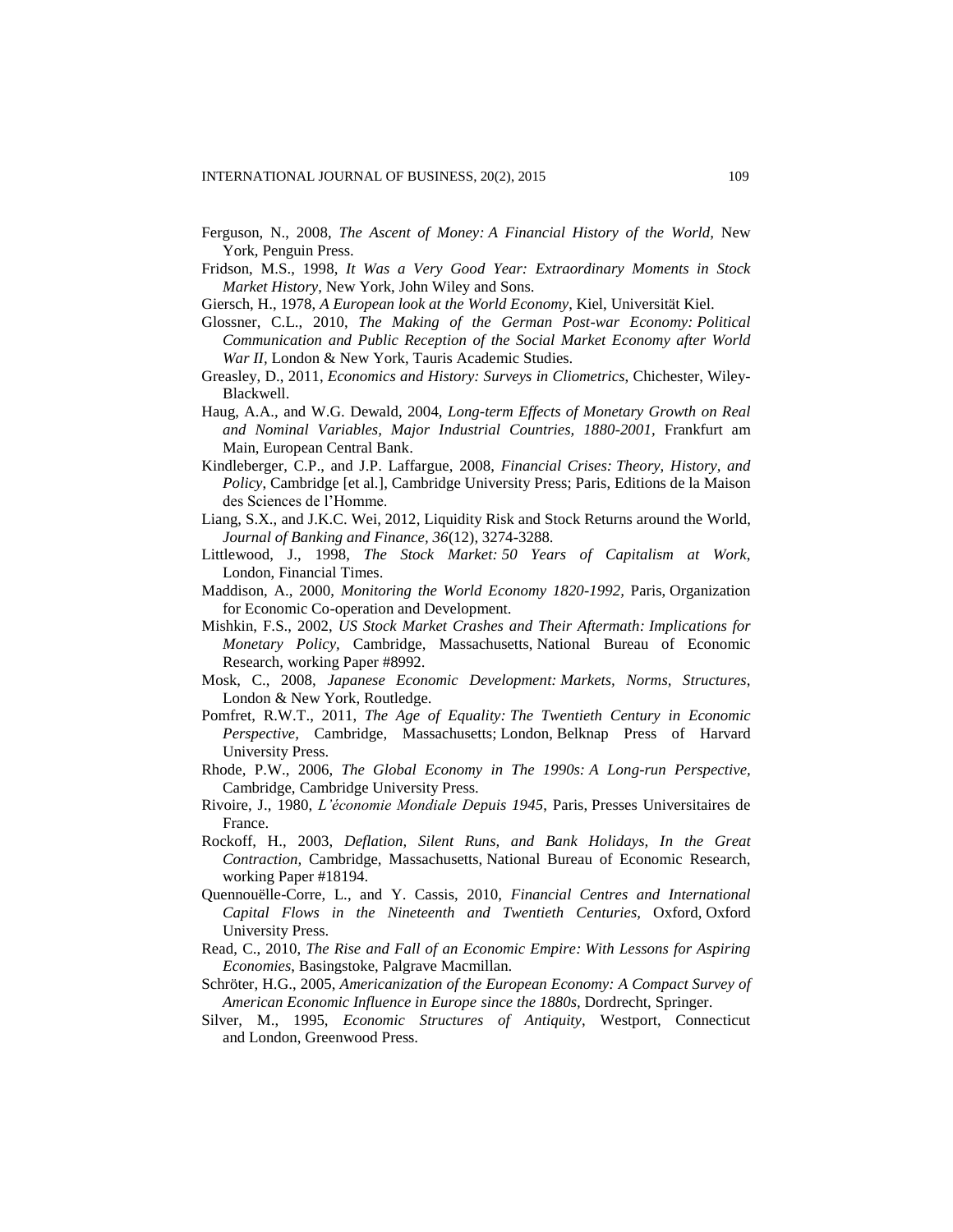Ferguson, N., 2008, *The Ascent of Money: A Financial History of the World,* New York, Penguin Press.

Fridson, M.S., 1998, *It Was a Very Good Year: Extraordinary Moments in Stock Market History*, New York, John Wiley and Sons.

Giersch, H., 1978, *A European look at the World Economy*, Kiel, Universität Kiel.

Glossner, C.L., 2010, *The Making of the German Post-war Economy: Political Communication and Public Reception of the Social Market Economy after World War II*, London & New York, Tauris Academic Studies.

Greasley, D., 2011, *Economics and History: Surveys in Cliometrics*, Chichester, Wiley-Blackwell.

Haug, A.A., and W.G. Dewald, 2004, *Long-term Effects of Monetary Growth on Real and Nominal Variables, Major Industrial Countries, 1880-2001*, Frankfurt am Main, European Central Bank.

Kindleberger, C.P., and J.P. Laffargue, 2008, *Financial Crises: Theory, History, and Policy*, Cambridge [et al.], Cambridge University Press; Paris, Editions de la Maison des Sciences de l'Homme.

Liang, S.X., and J.K.C. Wei, 2012, Liquidity Risk and Stock Returns around the World, *Journal of Banking and Finance*, *36*(12), 3274-3288.

Littlewood, J., 1998, *The Stock Market: 50 Years of Capitalism at Work*, London, Financial Times.

Maddison, A., 2000, *Monitoring the World Economy 1820-1992*, Paris, Organization for Economic Co-operation and Development.

Mishkin, F.S., 2002, *US Stock Market Crashes and Their Aftermath: Implications for Monetary Policy,* Cambridge, Massachusetts, National Bureau of Economic Research, working Paper #8992.

Mosk, C., 2008, *Japanese Economic Development: Markets, Norms, Structures*, London & New York, Routledge.

Pomfret, R.W.T., 2011, *The Age of Equality: The Twentieth Century in Economic Perspective,* Cambridge, Massachusetts; London, Belknap Press of Harvard University Press.

Rhode, P.W., 2006, *The Global Economy in The 1990s: A Long-run Perspective*, Cambridge, Cambridge University Press.

Rivoire, J., 1980, *L'économie Mondiale Depuis 1945*, Paris, Presses Universitaires de France.

Rockoff, H., 2003, *Deflation, Silent Runs, and Bank Holidays, In the Great Contraction*, Cambridge, Massachusetts, National Bureau of Economic Research, working Paper #18194.

Quennouëlle-Corre, L., and Y. Cassis, 2010, *Financial Centres and International Capital Flows in the Nineteenth and Twentieth Centuries,* Oxford, Oxford University Press.

Read, C., 2010, *The Rise and Fall of an Economic Empire: With Lessons for Aspiring Economies*, Basingstoke, Palgrave Macmillan.

Schröter, H.G., 2005, *Americanization of the European Economy: A Compact Survey of American Economic Influence in Europe since the 1880s,* Dordrecht, Springer.

Silver, M., 1995, *Economic Structures of Antiquity*, Westport, Connecticut and London, Greenwood Press.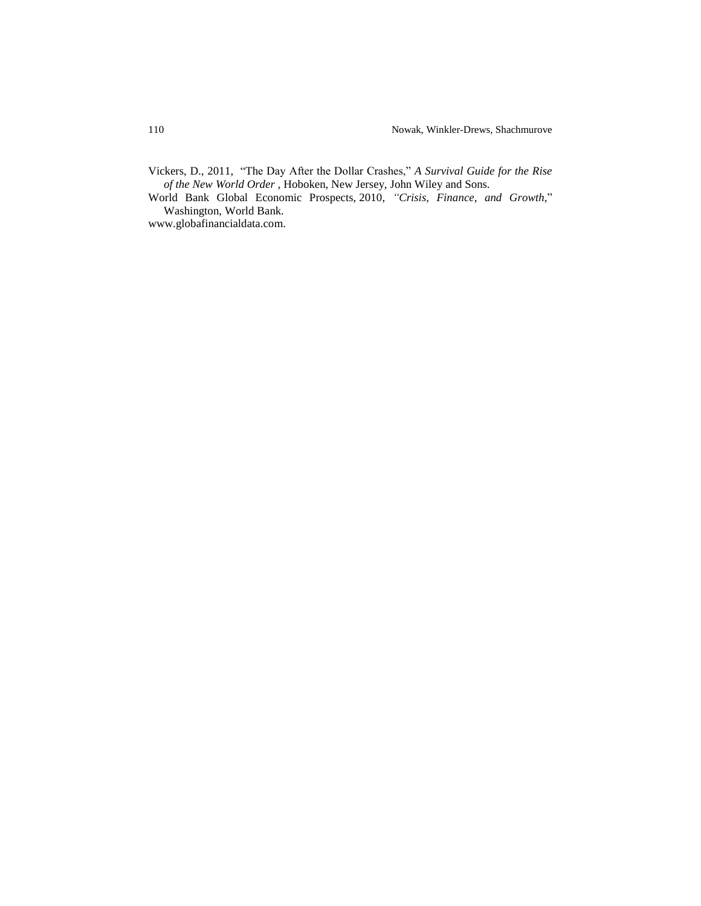Vickers, D., 2011, "The Day After the Dollar Crashes," *A Survival Guide for the Rise of the New World Order* , Hoboken, New Jersey, John Wiley and Sons.

World Bank Global Economic Prospects, 2010, *"Crisis, Finance, and Growth*," Washington, World Bank.

www.globafinancialdata.com.